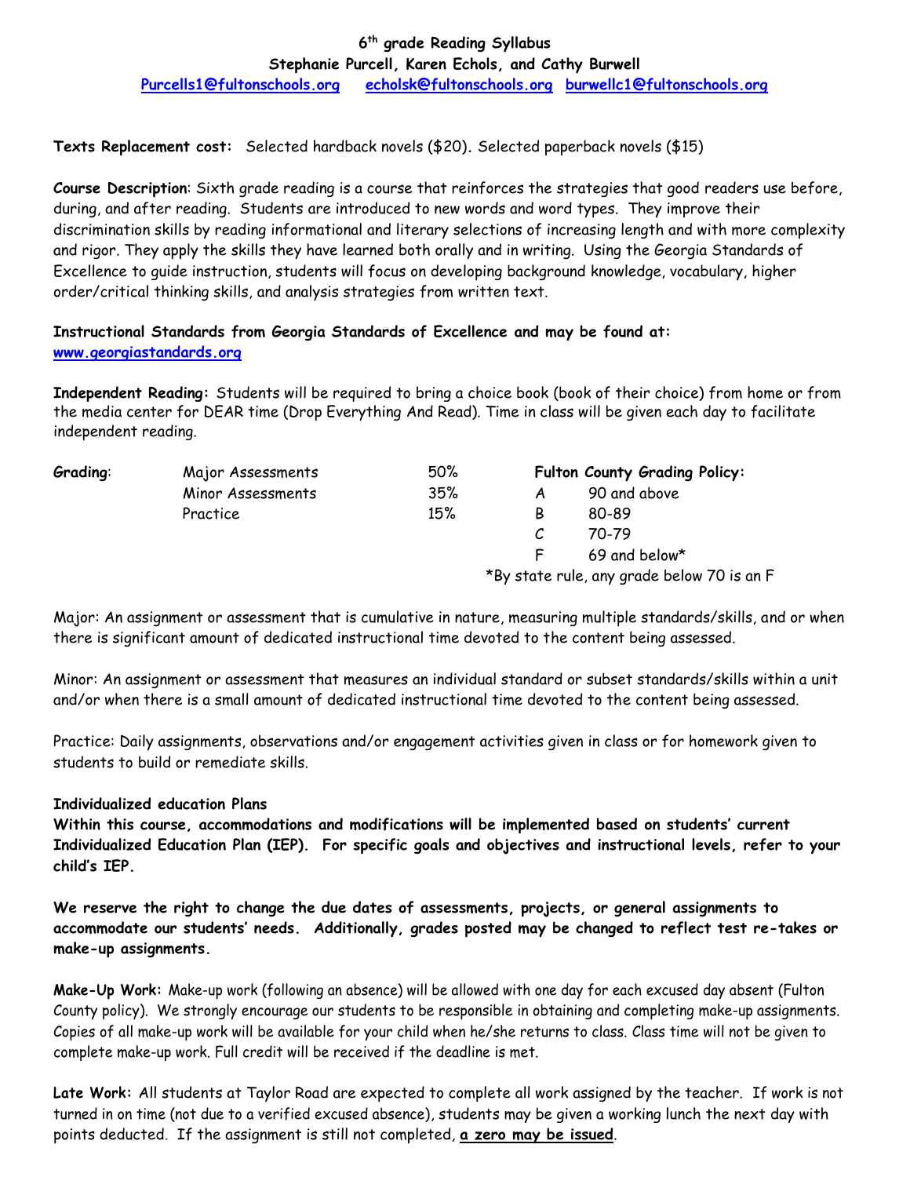# 6th grade Reading Syllabus

**Stephanie Purcell, Karen Echols, and Cathy Burwell**

Purcells1@fultonschools.org echolsk@fultonschools.org burwellc1@fultonschools.org

**Texts Replacement cost:** Selected hardback novels ($20). Selected paperback novels ($15)

**Course Description**: Sixth grade reading is a course that reinforces the strategies that good readers use before, during, and after reading. Students are introduced to new words and word types. They improve their discrimination skills by reading informational and literary selections of increasing length and with more complexity and rigor. They apply the skills they have learned both orally and in writing. Using the Georgia Standards of Excellence to guide instruction, students will focus on developing background knowledge, vocabulary, higher order/critical thinking skills, and analysis strategies from written text.

**Instructional Standards from Georgia Standards of Excellence and may be found at:** www.georgiastandards.org

**Independent Reading:** Students will be required to bring a choice book (book of their choice) from home or from the media center for DEAR time (Drop Everything And Read). Time in class will be given each day to facilitate independent reading.

| **Grading**: | | | **Fulton County Grading Policy:** | |
|---|---|---|---|---|
| | Major Assessments | 50% | A | 90 and above |
| | Minor Assessments | 35% | B | 80-89 |
| | Practice | 15% | C | 70-79 |
| | | | F | 69 and below* |

*By state rule, any grade below 70 is an F

Major: An assignment or assessment that is cumulative in nature, measuring multiple standards/skills, and or when there is significant amount of dedicated instructional time devoted to the content being assessed.

Minor: An assignment or assessment that measures an individual standard or subset standards/skills within a unit and/or when there is a small amount of dedicated instructional time devoted to the content being assessed.

Practice: Daily assignments, observations and/or engagement activities given in class or for homework given to students to build or remediate skills.

**Individualized education Plans**

**Within this course, accommodations and modifications will be implemented based on students' current Individualized Education Plan (IEP). For specific goals and objectives and instructional levels, refer to your child's IEP.**

**We reserve the right to change the due dates of assessments, projects, or general assignments to accommodate our students' needs. Additionally, grades posted may be changed to reflect test re-takes or make-up assignments.**

**Make-Up Work:** Make-up work (following an absence) will be allowed with one day for each excused day absent (Fulton County policy). We strongly encourage our students to be responsible in obtaining and completing make-up assignments. Copies of all make-up work will be available for your child when he/she returns to class. Class time will not be given to complete make-up work. Full credit will be received if the deadline is met.

**Late Work:** All students at Taylor Road are expected to complete all work assigned by the teacher. If work is not turned in on time (not due to a verified excused absence), students may be given a working lunch the next day with points deducted. If the assignment is still not completed, **a zero may be issued**.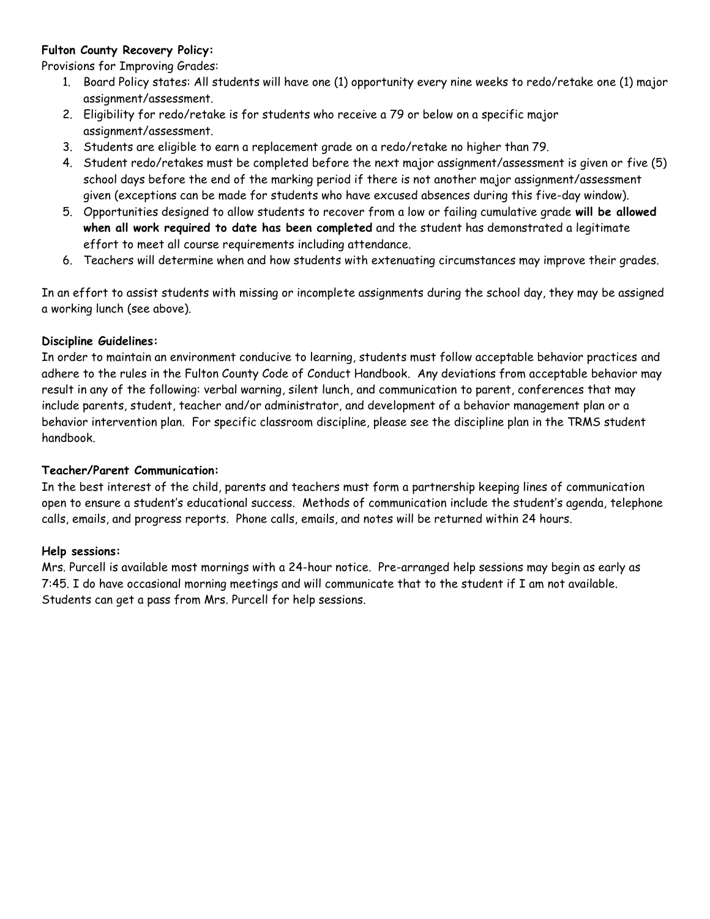**Fulton County Recovery Policy:**

Provisions for Improving Grades:

1. Board Policy states: All students will have one (1) opportunity every nine weeks to redo/retake one (1) major assignment/assessment.
2. Eligibility for redo/retake is for students who receive a 79 or below on a specific major assignment/assessment.
3. Students are eligible to earn a replacement grade on a redo/retake no higher than 79.
4. Student redo/retakes must be completed before the next major assignment/assessment is given or five (5) school days before the end of the marking period if there is not another major assignment/assessment given (exceptions can be made for students who have excused absences during this five-day window).
5. Opportunities designed to allow students to recover from a low or failing cumulative grade **will be allowed when all work required to date has been completed** and the student has demonstrated a legitimate effort to meet all course requirements including attendance.
6. Teachers will determine when and how students with extenuating circumstances may improve their grades.

In an effort to assist students with missing or incomplete assignments during the school day, they may be assigned a working lunch (see above).

**Discipline Guidelines:**

In order to maintain an environment conducive to learning, students must follow acceptable behavior practices and adhere to the rules in the Fulton County Code of Conduct Handbook. Any deviations from acceptable behavior may result in any of the following: verbal warning, silent lunch, and communication to parent, conferences that may include parents, student, teacher and/or administrator, and development of a behavior management plan or a behavior intervention plan. For specific classroom discipline, please see the discipline plan in the TRMS student handbook.

**Teacher/Parent Communication:**

In the best interest of the child, parents and teachers must form a partnership keeping lines of communication open to ensure a student's educational success. Methods of communication include the student's agenda, telephone calls, emails, and progress reports. Phone calls, emails, and notes will be returned within 24 hours.

**Help sessions:**

Mrs. Purcell is available most mornings with a 24-hour notice. Pre-arranged help sessions may begin as early as 7:45. I do have occasional morning meetings and will communicate that to the student if I am not available. Students can get a pass from Mrs. Purcell for help sessions.